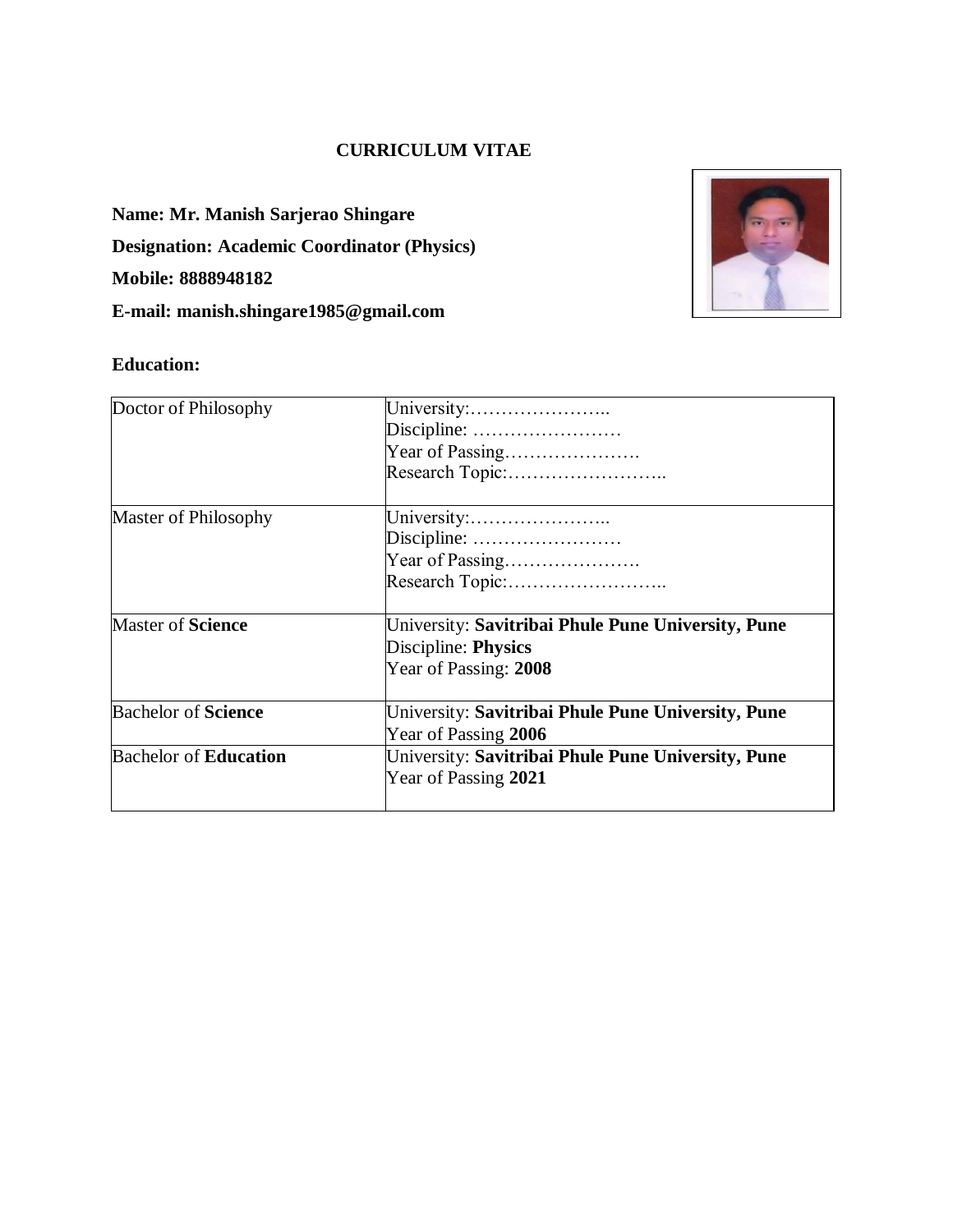# CURRICULUM VITAE

**Name: Mr. Manish Sarjerao Shingare**

**Designation: Academic Coordinator (Physics)**

**Mobile: 8888948182**

**E-mail: manish.shingare1985@gmail.com**

**Education:**

| | |
|---|---|
| Doctor of Philosophy | University:………………….. <br> Discipline: …………………… <br> Year of Passing…………………. <br> Research Topic:…………………….. |
| Master of Philosophy | University:………………….. <br> Discipline: …………………… <br> Year of Passing…………………. <br> Research Topic:…………………….. |
| Master of **Science** | University: **Savitribai Phule Pune University, Pune** <br> Discipline: **Physics** <br> Year of Passing: **2008** |
| Bachelor of **Science** | University: **Savitribai Phule Pune University, Pune** <br> Year of Passing **2006** |
| Bachelor of **Education** | University: **Savitribai Phule Pune University, Pune** <br> Year of Passing **2021** |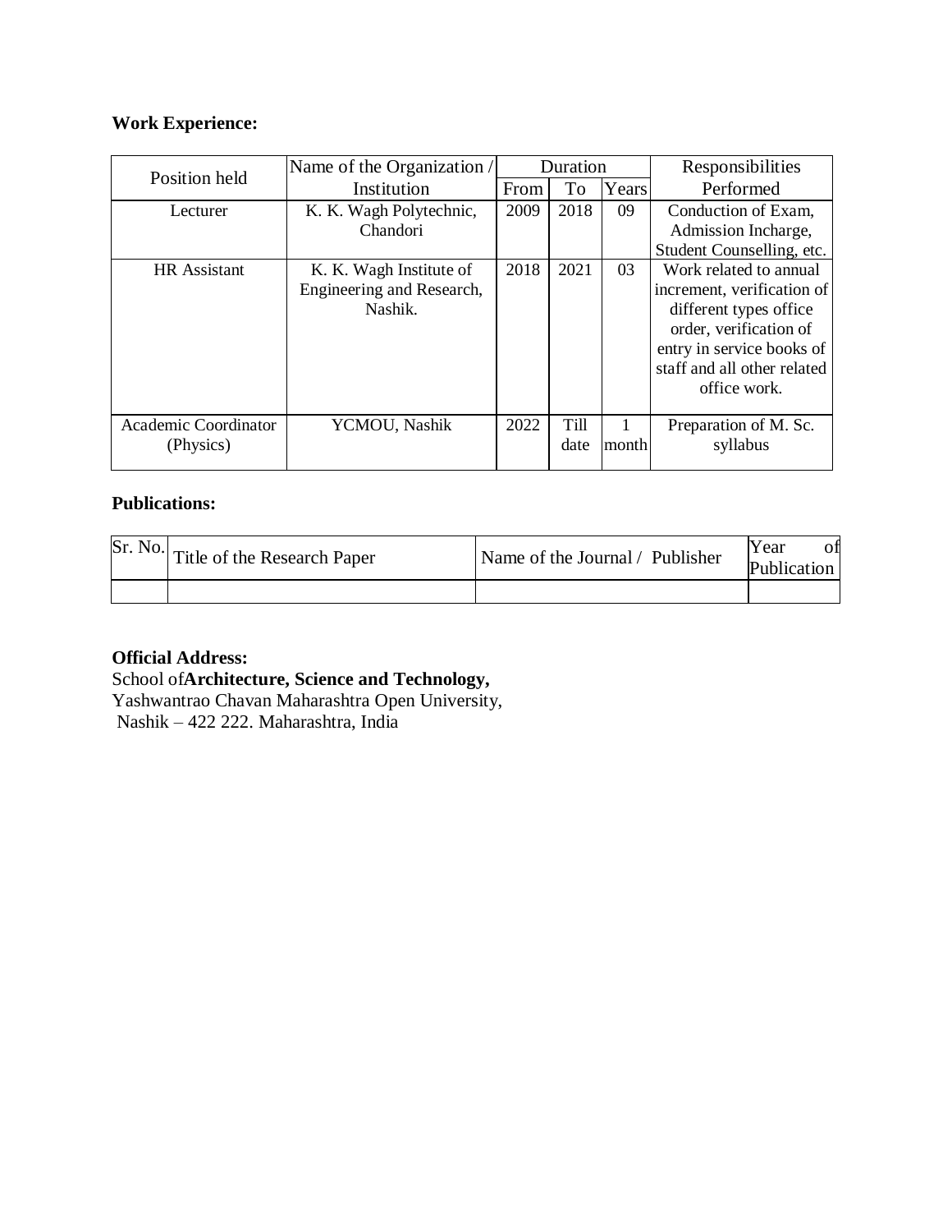**Work Experience:**

| Position held | Name of the Organization / Institution | Duration | | | Responsibilities Performed |
|---|---|---|---|---|---|
| | | From | To | Years | |
| Lecturer | K. K. Wagh Polytechnic, Chandori | 2009 | 2018 | 09 | Conduction of Exam, Admission Incharge, Student Counselling, etc. |
| HR Assistant | K. K. Wagh Institute of Engineering and Research, Nashik. | 2018 | 2021 | 03 | Work related to annual increment, verification of different types office order, verification of entry in service books of staff and all other related office work. |
| Academic Coordinator (Physics) | YCMOU, Nashik | 2022 | Till date | 1 month | Preparation of M. Sc. syllabus |

**Publications:**

| Sr. No. | Title of the Research Paper | Name of the Journal / Publisher | Year of Publication |
|---|---|---|---|
| | | | |

**Official Address:**
School of**Architecture, Science and Technology,**
Yashwantrao Chavan Maharashtra Open University,
Nashik – 422 222. Maharashtra, India